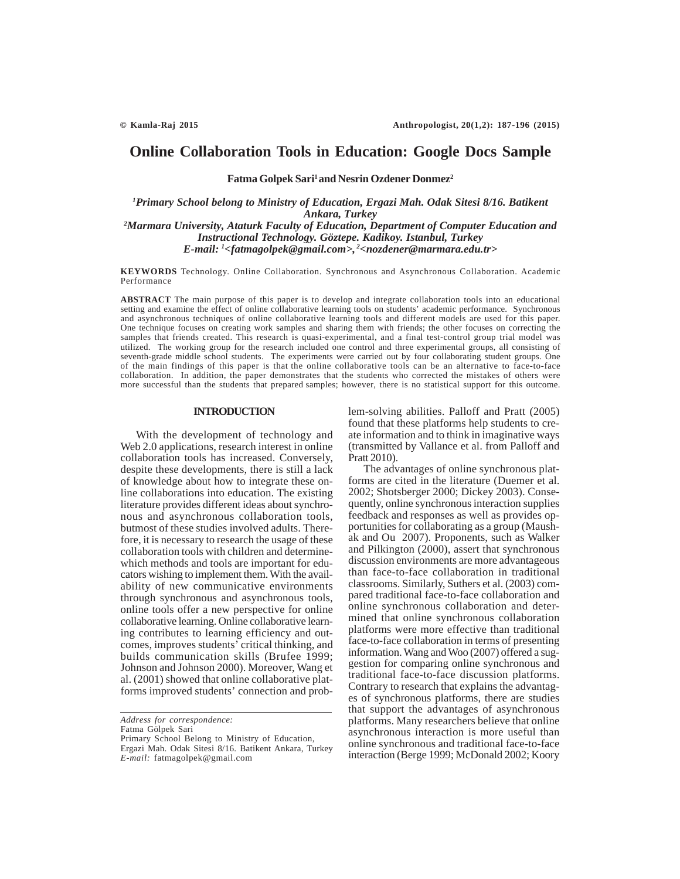# Online Collaboration Tools in Education: Google Docs Sample

**Fatma Golpek Sari[1] and Nesrin Ozdener Donmez[2]**

*[1]Primary School belong to Ministry of Education, Ergazi Mah. Odak Sitesi 8/16. Batikent Ankara, Turkey*
*[2]Marmara University, Ataturk Faculty of Education, Department of Computer Education and Instructional Technology. Göztepe. Kadikoy. Istanbul, Turkey*
*E-mail: [1]<fatmagolpek@gmail.com>, [2]<nozdener@marmara.edu.tr>*

**KEYWORDS** Technology. Online Collaboration. Synchronous and Asynchronous Collaboration. Academic Performance

**ABSTRACT** The main purpose of this paper is to develop and integrate collaboration tools into an educational setting and examine the effect of online collaborative learning tools on students' academic performance. Synchronous and asynchronous techniques of online collaborative learning tools and different models are used for this paper. One technique focuses on creating work samples and sharing them with friends; the other focuses on correcting the samples that friends created. This research is quasi-experimental, and a final test-control group trial model was utilized. The working group for the research included one control and three experimental groups, all consisting of seventh-grade middle school students. The experiments were carried out by four collaborating student groups. One of the main findings of this paper is that the online collaborative tools can be an alternative to face-to-face collaboration. In addition, the paper demonstrates that the students who corrected the mistakes of others were more successful than the students that prepared samples; however, there is no statistical support for this outcome.

## INTRODUCTION

With the development of technology and Web 2.0 applications, research interest in online collaboration tools has increased. Conversely, despite these developments, there is still a lack of knowledge about how to integrate these online collaborations into education. The existing literature provides different ideas about synchronous and asynchronous collaboration tools, butmost of these studies involved adults. Therefore, it is necessary to research the usage of these collaboration tools with children and determinewhich methods and tools are important for educators wishing to implement them. With the availability of new communicative environments through synchronous and asynchronous tools, online tools offer a new perspective for online collaborative learning. Online collaborative learning contributes to learning efficiency and outcomes, improves students' critical thinking, and builds communication skills (Brufee 1999; Johnson and Johnson 2000). Moreover, Wang et al. (2001) showed that online collaborative platforms improved students' connection and problem-solving abilities. Palloff and Pratt (2005) found that these platforms help students to create information and to think in imaginative ways (transmitted by Vallance et al. from Palloff and Pratt 2010).

The advantages of online synchronous platforms are cited in the literature (Duemer et al. 2002; Shotsberger 2000; Dickey 2003). Consequently, online synchronous interaction supplies feedback and responses as well as provides opportunities for collaborating as a group (Maushak and Ou 2007). Proponents, such as Walker and Pilkington (2000), assert that synchronous discussion environments are more advantageous than face-to-face collaboration in traditional classrooms. Similarly, Suthers et al. (2003) compared traditional face-to-face collaboration and online synchronous collaboration and determined that online synchronous collaboration platforms were more effective than traditional face-to-face collaboration in terms of presenting information. Wang and Woo (2007) offered a suggestion for comparing online synchronous and traditional face-to-face discussion platforms. Contrary to research that explains the advantages of synchronous platforms, there are studies that support the advantages of asynchronous platforms. Many researchers believe that online asynchronous interaction is more useful than online synchronous and traditional face-to-face interaction (Berge 1999; McDonald 2002; Koory

*Address for correspondence:*
Fatma Gölpek Sari
Primary School Belong to Ministry of Education,
Ergazi Mah. Odak Sitesi 8/16. Batikent Ankara, Turkey
*E-mail:* fatmagolpek@gmail.com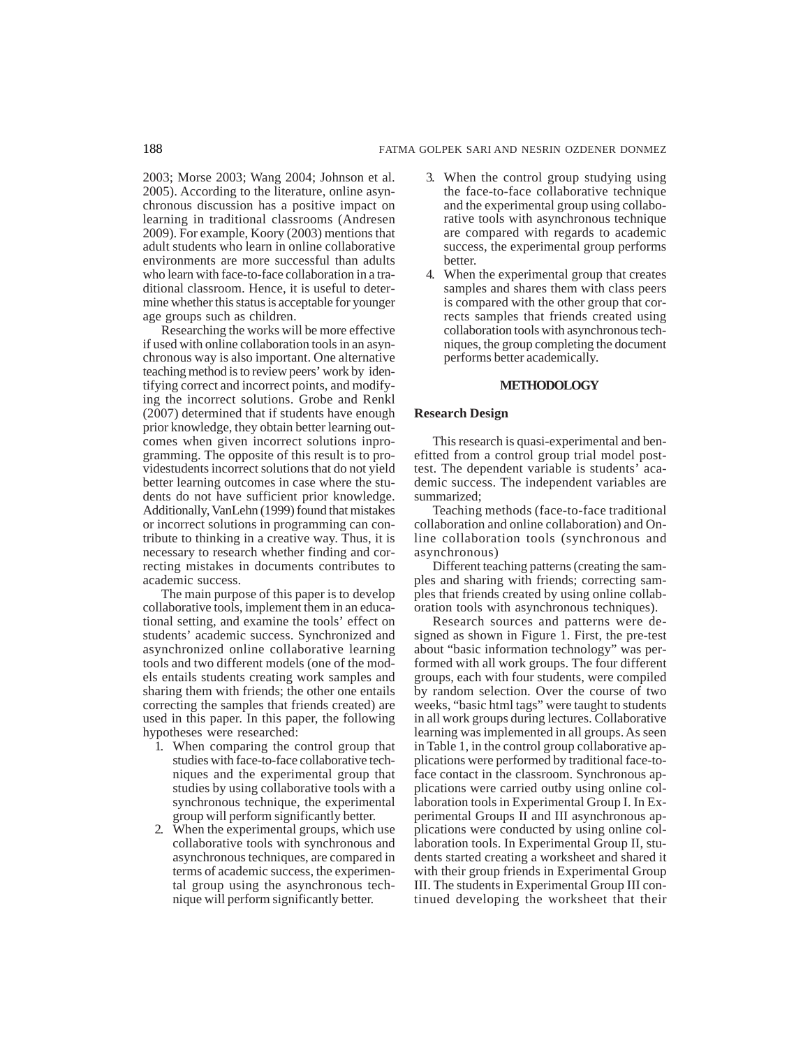2003; Morse 2003; Wang 2004; Johnson et al. 2005). According to the literature, online asynchronous discussion has a positive impact on learning in traditional classrooms (Andresen 2009). For example, Koory (2003) mentions that adult students who learn in online collaborative environments are more successful than adults who learn with face-to-face collaboration in a traditional classroom. Hence, it is useful to determine whether this status is acceptable for younger age groups such as children.

Researching the works will be more effective if used with online collaboration tools in an asynchronous way is also important. One alternative teaching method is to review peers' work by identifying correct and incorrect points, and modifying the incorrect solutions. Grobe and Renkl (2007) determined that if students have enough prior knowledge, they obtain better learning outcomes when given incorrect solutions inprogramming. The opposite of this result is to providestudents incorrect solutions that do not yield better learning outcomes in case where the students do not have sufficient prior knowledge. Additionally, VanLehn (1999) found that mistakes or incorrect solutions in programming can contribute to thinking in a creative way. Thus, it is necessary to research whether finding and correcting mistakes in documents contributes to academic success.

The main purpose of this paper is to develop collaborative tools, implement them in an educational setting, and examine the tools' effect on students' academic success. Synchronized and asynchronized online collaborative learning tools and two different models (one of the models entails students creating work samples and sharing them with friends; the other one entails correcting the samples that friends created) are used in this paper. In this paper, the following hypotheses were researched:

1. When comparing the control group that studies with face-to-face collaborative techniques and the experimental group that studies by using collaborative tools with a synchronous technique, the experimental group will perform significantly better.
2. When the experimental groups, which use collaborative tools with synchronous and asynchronous techniques, are compared in terms of academic success, the experimental group using the asynchronous technique will perform significantly better.
3. When the control group studying using the face-to-face collaborative technique and the experimental group using collaborative tools with asynchronous technique are compared with regards to academic success, the experimental group performs better.
4. When the experimental group that creates samples and shares them with class peers is compared with the other group that corrects samples that friends created using collaboration tools with asynchronous techniques, the group completing the document performs better academically.

## METHODOLOGY

### Research Design

This research is quasi-experimental and benefitted from a control group trial model posttest. The dependent variable is students' academic success. The independent variables are summarized;

Teaching methods (face-to-face traditional collaboration and online collaboration) and Online collaboration tools (synchronous and asynchronous)

Different teaching patterns (creating the samples and sharing with friends; correcting samples that friends created by using online collaboration tools with asynchronous techniques).

Research sources and patterns were designed as shown in Figure 1. First, the pre-test about "basic information technology" was performed with all work groups. The four different groups, each with four students, were compiled by random selection. Over the course of two weeks, "basic html tags" were taught to students in all work groups during lectures. Collaborative learning was implemented in all groups. As seen in Table 1, in the control group collaborative applications were performed by traditional face-to-face contact in the classroom. Synchronous applications were carried outby using online collaboration tools in Experimental Group I. In Experimental Groups II and III asynchronous applications were conducted by using online collaboration tools. In Experimental Group II, students started creating a worksheet and shared it with their group friends in Experimental Group III. The students in Experimental Group III continued developing the worksheet that their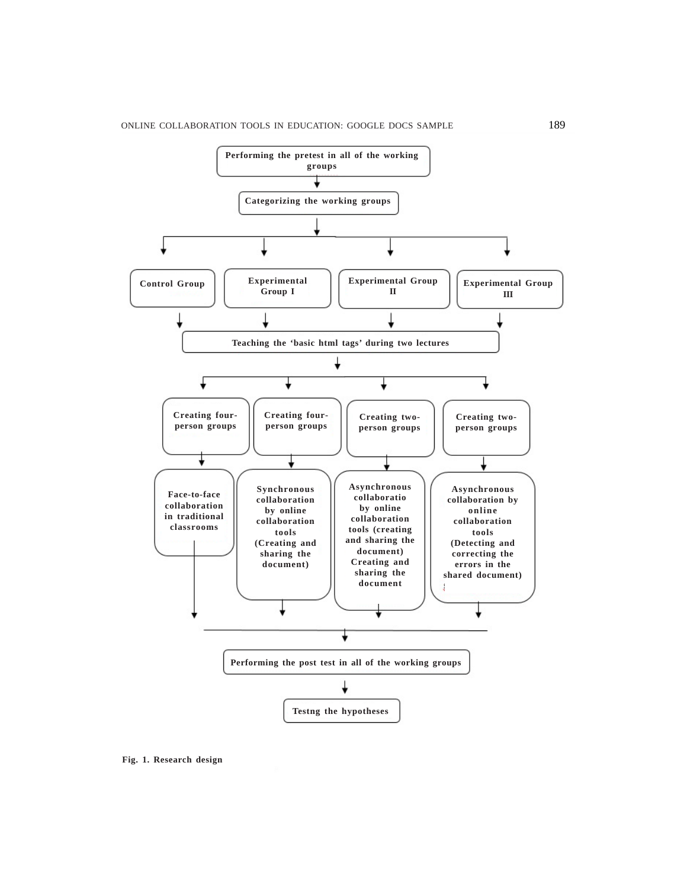Performing the pretest in all of the working groups

Categorizing the working groups

Control Group

Experimental Group I

Experimental Group II

Experimental Group III

Teaching the 'basic html tags' during two lectures

Creating four-person groups

Creating four-person groups

Creating two-person groups

Creating two-person groups

Face-to-face collaboration in traditional classrooms

Synchronous collaboration by online collaboration tools (Creating and sharing the document)

Asynchronous collaboratio by online collaboration tools (creating and sharing the document) Creating and sharing the document

Asynchronous collaboration by online collaboration tools (Detecting and correcting the errors in the shared document)

Performing the post test in all of the working groups

Testng the hypotheses

**Fig. 1. Research design**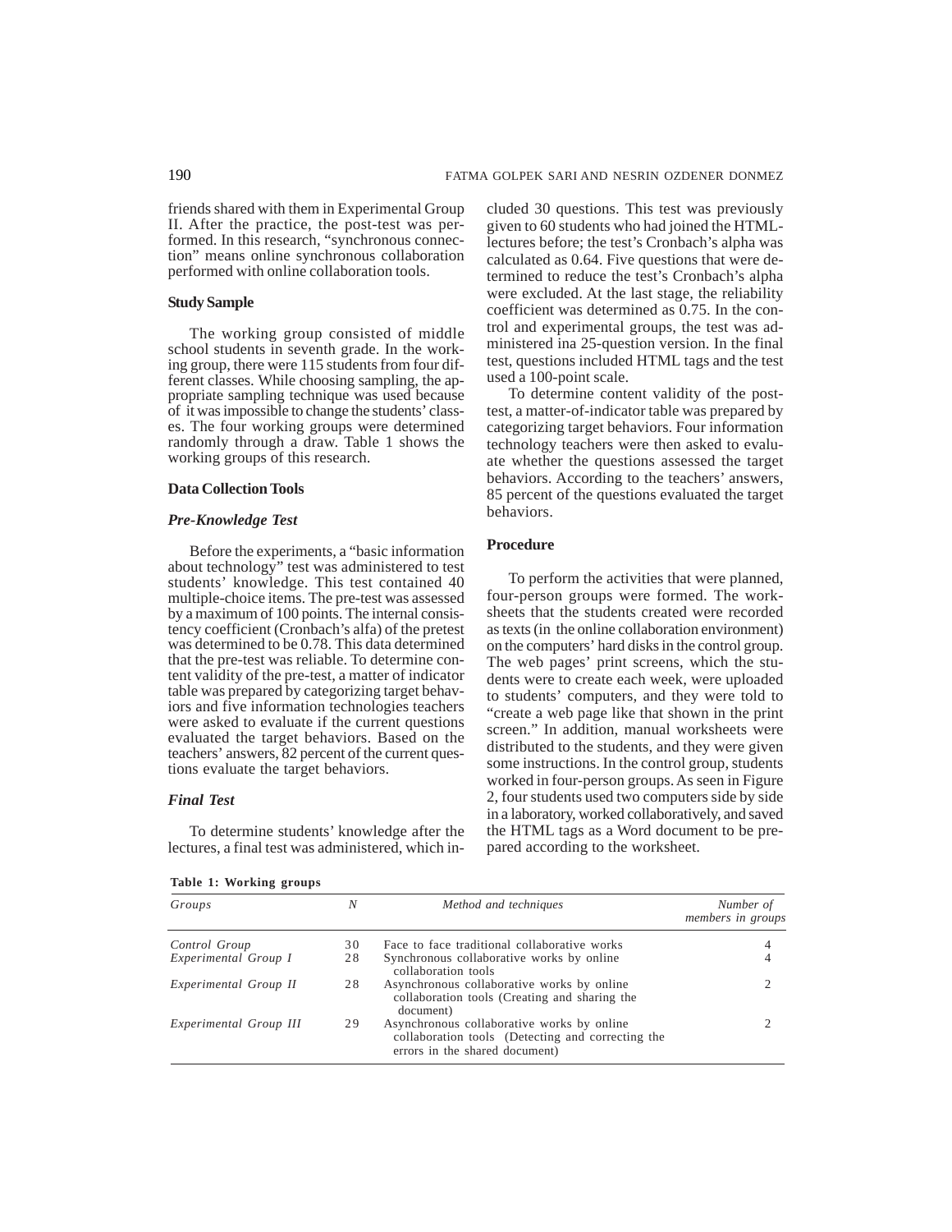friends shared with them in Experimental Group II. After the practice, the post-test was performed. In this research, "synchronous connection" means online synchronous collaboration performed with online collaboration tools.

### Study Sample

The working group consisted of middle school students in seventh grade. In the working group, there were 115 students from four different classes. While choosing sampling, the appropriate sampling technique was used because of it was impossible to change the students' classes. The four working groups were determined randomly through a draw. Table 1 shows the working groups of this research.

### Data Collection Tools

#### *Pre-Knowledge Test*

Before the experiments, a "basic information about technology" test was administered to test students' knowledge. This test contained 40 multiple-choice items. The pre-test was assessed by a maximum of 100 points. The internal consistency coefficient (Cronbach's alfa) of the pretest was determined to be 0.78. This data determined that the pre-test was reliable. To determine content validity of the pre-test, a matter of indicator table was prepared by categorizing target behaviors and five information technologies teachers were asked to evaluate if the current questions evaluated the target behaviors. Based on the teachers' answers, 82 percent of the current questions evaluate the target behaviors.

#### *Final Test*

To determine students' knowledge after the lectures, a final test was administered, which included 30 questions. This test was previously given to 60 students who had joined the HTML-lectures before; the test's Cronbach's alpha was calculated as 0.64. Five questions that were determined to reduce the test's Cronbach's alpha were excluded. At the last stage, the reliability coefficient was determined as 0.75. In the control and experimental groups, the test was administered ina 25-question version. In the final test, questions included HTML tags and the test used a 100-point scale.

To determine content validity of the post-test, a matter-of-indicator table was prepared by categorizing target behaviors. Four information technology teachers were then asked to evaluate whether the questions assessed the target behaviors. According to the teachers' answers, 85 percent of the questions evaluated the target behaviors.

### Procedure

To perform the activities that were planned, four-person groups were formed. The worksheets that the students created were recorded as texts (in the online collaboration environment) on the computers' hard disks in the control group. The web pages' print screens, which the students were to create each week, were uploaded to students' computers, and they were told to "create a web page like that shown in the print screen." In addition, manual worksheets were distributed to the students, and they were given some instructions. In the control group, students worked in four-person groups. As seen in Figure 2, four students used two computers side by side in a laboratory, worked collaboratively, and saved the HTML tags as a Word document to be prepared according to the worksheet.

**Table 1: Working groups**

| *Groups* | *N* | *Method and techniques* | *Number of members in groups* |
|---|---|---|---|
| *Control Group* | 30 | Face to face traditional collaborative works | 4 |
| *Experimental Group I* | 28 | Synchronous collaborative works by online collaboration tools | 4 |
| *Experimental Group II* | 28 | Asynchronous collaborative works by online collaboration tools (Creating and sharing the document) | 2 |
| *Experimental Group III* | 29 | Asynchronous collaborative works by online collaboration tools (Detecting and correcting the errors in the shared document) | 2 |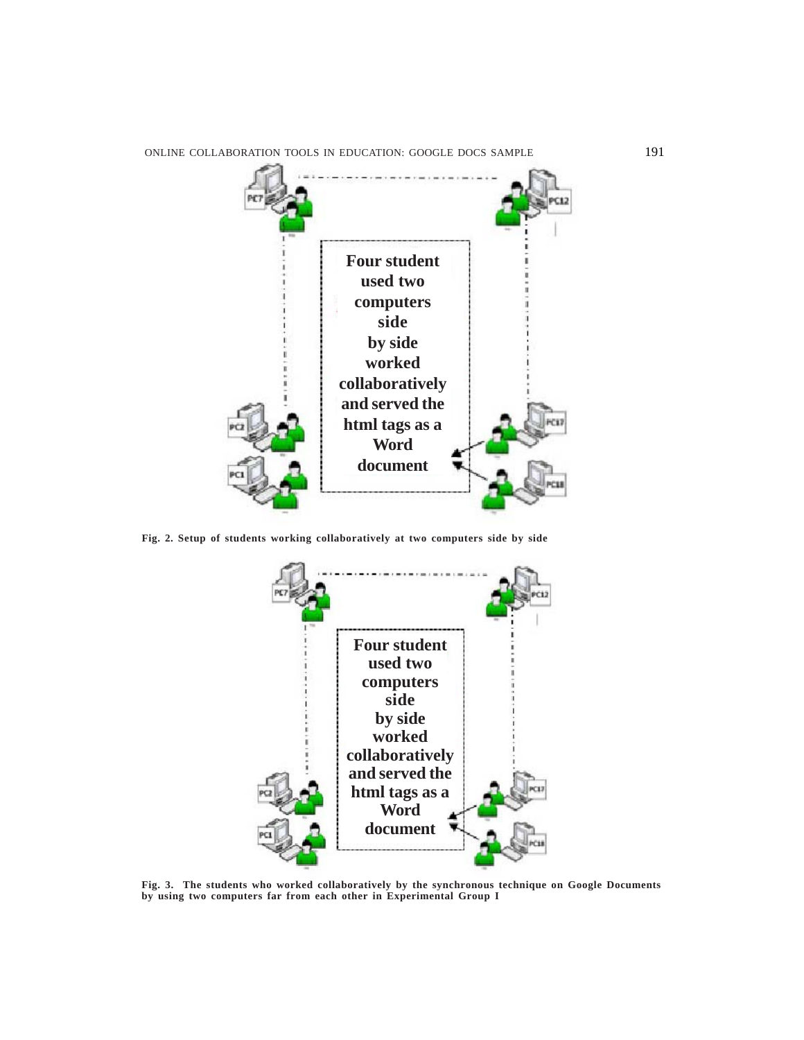Four student used two computers side by side worked collaboratively and served the html tags as a Word document

**Fig. 2. Setup of students working collaboratively at two computers side by side**

Four student used two computers side by side worked collaboratively and served the html tags as a Word document

**Fig. 3. The students who worked collaboratively by the synchronous technique on Google Documents by using two computers far from each other in Experimental Group I**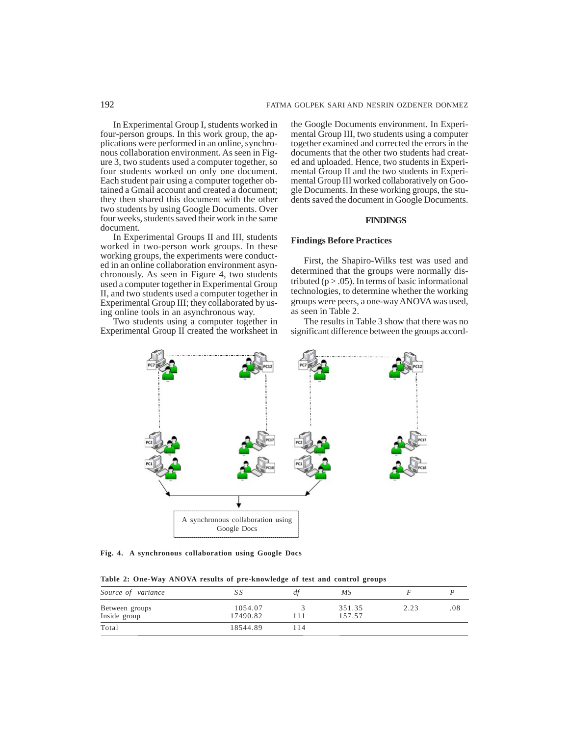In Experimental Group I, students worked in four-person groups. In this work group, the applications were performed in an online, synchronous collaboration environment. As seen in Figure 3, two students used a computer together, so four students worked on only one document. Each student pair using a computer together obtained a Gmail account and created a document; they then shared this document with the other two students by using Google Documents. Over four weeks, students saved their work in the same document.

In Experimental Groups II and III, students worked in two-person work groups. In these working groups, the experiments were conducted in an online collaboration environment asynchronously. As seen in Figure 4, two students used a computer together in Experimental Group II, and two students used a computer together in Experimental Group III; they collaborated by using online tools in an asynchronous way.

Two students using a computer together in Experimental Group II created the worksheet in the Google Documents environment. In Experimental Group III, two students using a computer together examined and corrected the errors in the documents that the other two students had created and uploaded. Hence, two students in Experimental Group II and the two students in Experimental Group III worked collaboratively on Google Documents. In these working groups, the students saved the document in Google Documents.

## FINDINGS

### Findings Before Practices

First, the Shapiro-Wilks test was used and determined that the groups were normally distributed ($p > .05$). In terms of basic informational technologies, to determine whether the working groups were peers, a one-way ANOVA was used, as seen in Table 2.

The results in Table 3 show that there was no significant difference between the groups accord-

A synchronous collaboration using Google Docs

**Fig. 4. A synchronous collaboration using Google Docs**

**Table 2: One-Way ANOVA results of pre-knowledge of test and control groups**

| *Source of variance* | *SS* | *df* | *MS* | *F* | *P* |
|---|---|---|---|---|---|
| Between groups | 1054.07 | 3 | 351.35 | 2.23 | .08 |
| Inside group | 17490.82 | 111 | 157.57 | | |
| Total | 18544.89 | 114 | | | |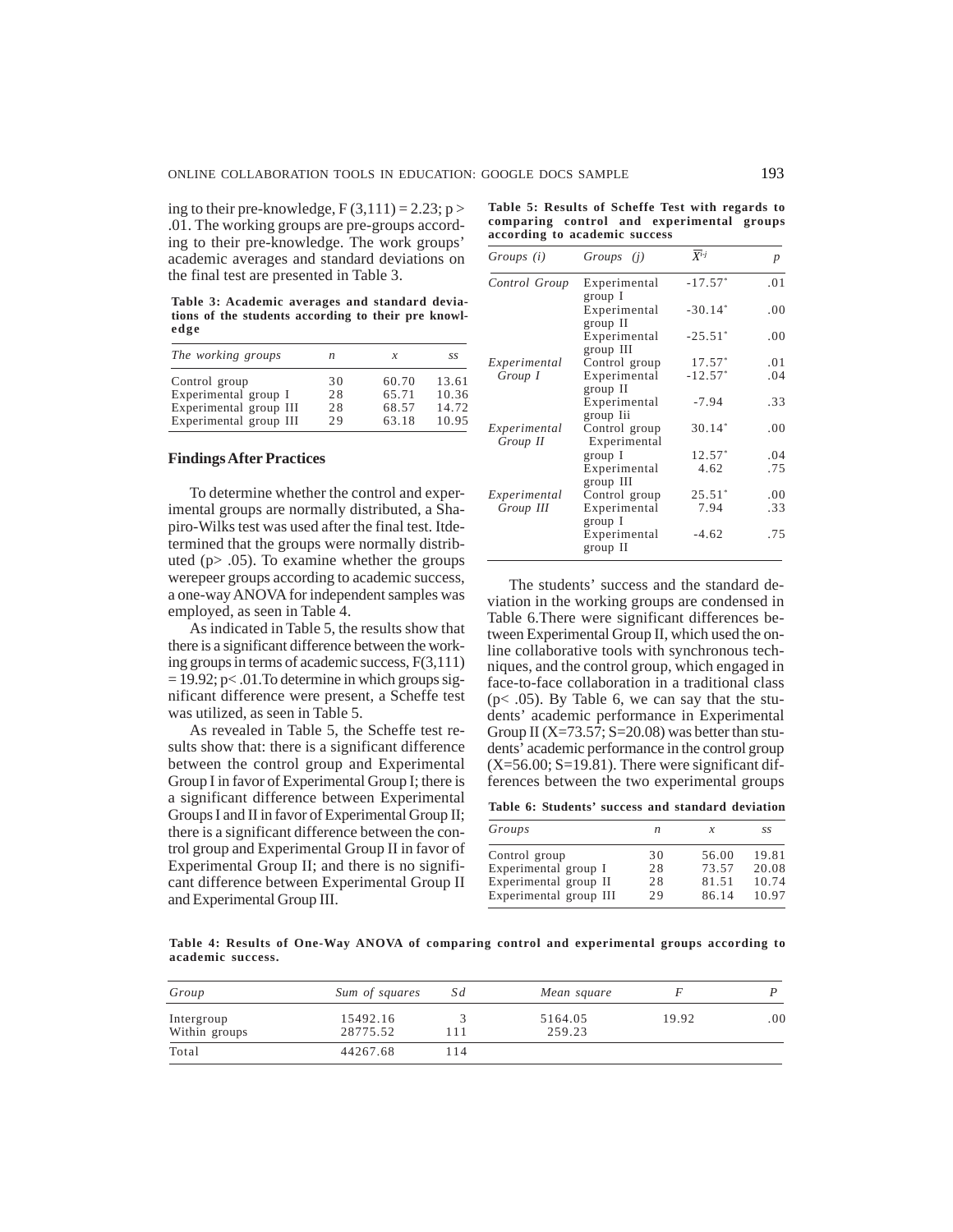ing to their pre-knowledge, F $(3,111) = 2.23$; $p > .01$. The working groups are pre-groups according to their pre-knowledge. The work groups' academic averages and standard deviations on the final test are presented in Table 3.

**Table 3: Academic averages and standard deviations of the students according to their pre knowledge**

| *The working groups* | *n* | *x* | *ss* |
|---|---|---|---|
| Control group | 30 | 60.70 | 13.61 |
| Experimental group I | 28 | 65.71 | 10.36 |
| Experimental group III | 28 | 68.57 | 14.72 |
| Experimental group III | 29 | 63.18 | 10.95 |

## Findings After Practices

To determine whether the control and experimental groups are normally distributed, a Shapiro-Wilks test was used after the final test. Itdetermined that the groups were normally distributed ($p > .05$). To examine whether the groups werepeer groups according to academic success, a one-way ANOVA for independent samples was employed, as seen in Table 4.

As indicated in Table 5, the results show that there is a significant difference between the working groups in terms of academic success, $F(3,111) = 19.92$; $p < .01$.To determine in which groups significant difference were present, a Scheffe test was utilized, as seen in Table 5.

As revealed in Table 5, the Scheffe test results show that: there is a significant difference between the control group and Experimental Group I in favor of Experimental Group I; there is a significant difference between Experimental Groups I and II in favor of Experimental Group II; there is a significant difference between the control group and Experimental Group II in favor of Experimental Group II; and there is no significant difference between Experimental Group II and Experimental Group III.

**Table 5: Results of Scheffe Test with regards to comparing control and experimental groups according to academic success**

| *Groups (i)* | *Groups (j)* | $\overline{X}^{i-j}$ | *p* |
|---|---|---|---|
| *Control Group* | Experimental group I | -17.57* | .01 |
| | Experimental group II | -30.14* | .00 |
| | Experimental group III | -25.51* | .00 |
| *Experimental Group I* | Control group | 17.57* | .01 |
| | Experimental group II | -12.57* | .04 |
| | Experimental group Iii | -7.94 | .33 |
| *Experimental Group II* | Control group | 30.14* | .00 |
| | Experimental group I | 12.57* | .04 |
| | Experimental group III | 4.62 | .75 |
| *Experimental Group III* | Control group | 25.51* | .00 |
| | Experimental group I | 7.94 | .33 |
| | Experimental group II | -4.62 | .75 |

The students' success and the standard deviation in the working groups are condensed in Table 6.There were significant differences between Experimental Group II, which used the online collaborative tools with synchronous techniques, and the control group, which engaged in face-to-face collaboration in a traditional class ($p < .05$). By Table 6, we can say that the students' academic performance in Experimental Group II ($X=73.57$; $S=20.08$) was better than students' academic performance in the control group ($X=56.00$; $S=19.81$). There were significant differences between the two experimental groups

**Table 6: Students' success and standard deviation**

| *Groups* | *n* | *x* | *ss* |
|---|---|---|---|
| Control group | 30 | 56.00 | 19.81 |
| Experimental group I | 28 | 73.57 | 20.08 |
| Experimental group II | 28 | 81.51 | 10.74 |
| Experimental group III | 29 | 86.14 | 10.97 |

**Table 4: Results of One-Way ANOVA of comparing control and experimental groups according to academic success.**

| *Group* | *Sum of squares* | *Sd* | *Mean square* | *F* | *P* |
|---|---|---|---|---|---|
| Intergroup | 15492.16 | 3 | 5164.05 | 19.92 | .00 |
| Within groups | 28775.52 | 111 | 259.23 | | |
| Total | 44267.68 | 114 | | | |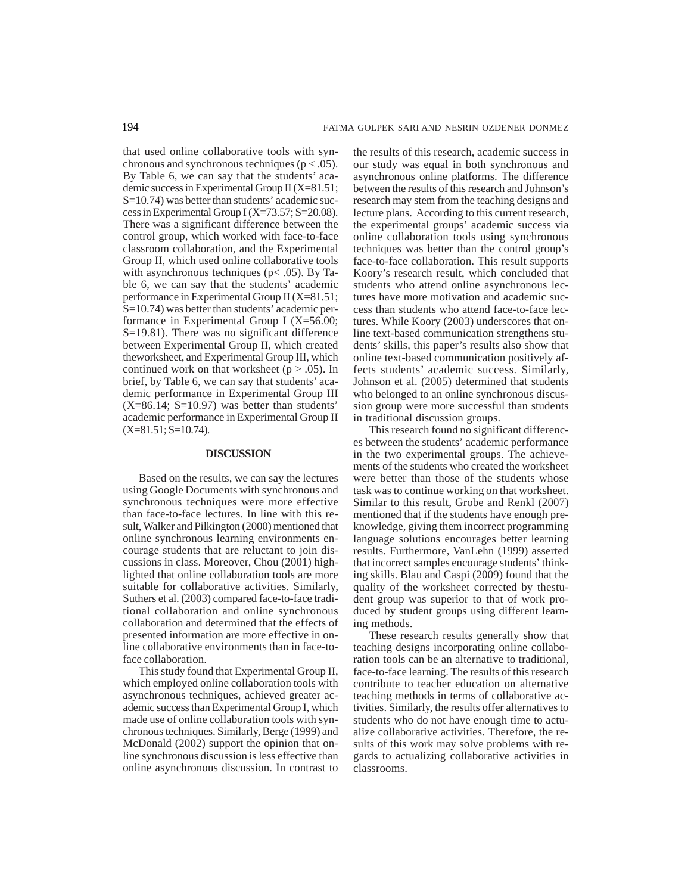that used online collaborative tools with synchronous and synchronous techniques ($p < .05$). By Table 6, we can say that the students' academic success in Experimental Group II (X=81.51; S=10.74) was better than students' academic success in Experimental Group I (X=73.57; S=20.08). There was a significant difference between the control group, which worked with face-to-face classroom collaboration, and the Experimental Group II, which used online collaborative tools with asynchronous techniques ($p< .05$). By Table 6, we can say that the students' academic performance in Experimental Group II (X=81.51; S=10.74) was better than students' academic performance in Experimental Group I (X=56.00; S=19.81). There was no significant difference between Experimental Group II, which created theworksheet, and Experimental Group III, which continued work on that worksheet ($p > .05$). In brief, by Table 6, we can say that students' academic performance in Experimental Group III (X=86.14; S=10.97) was better than students' academic performance in Experimental Group II (X=81.51; S=10.74).

## DISCUSSION

Based on the results, we can say the lectures using Google Documents with synchronous and synchronous techniques were more effective than face-to-face lectures. In line with this result, Walker and Pilkington (2000) mentioned that online synchronous learning environments encourage students that are reluctant to join discussions in class. Moreover, Chou (2001) highlighted that online collaboration tools are more suitable for collaborative activities. Similarly, Suthers et al. (2003) compared face-to-face traditional collaboration and online synchronous collaboration and determined that the effects of presented information are more effective in online collaborative environments than in face-to-face collaboration.

This study found that Experimental Group II, which employed online collaboration tools with asynchronous techniques, achieved greater academic success than Experimental Group I, which made use of online collaboration tools with synchronous techniques. Similarly, Berge (1999) and McDonald (2002) support the opinion that online synchronous discussion is less effective than online asynchronous discussion. In contrast to the results of this research, academic success in our study was equal in both synchronous and asynchronous online platforms. The difference between the results of this research and Johnson's research may stem from the teaching designs and lecture plans. According to this current research, the experimental groups' academic success via online collaboration tools using synchronous techniques was better than the control group's face-to-face collaboration. This result supports Koory's research result, which concluded that students who attend online asynchronous lectures have more motivation and academic success than students who attend face-to-face lectures. While Koory (2003) underscores that online text-based communication strengthens students' skills, this paper's results also show that online text-based communication positively affects students' academic success. Similarly, Johnson et al. (2005) determined that students who belonged to an online synchronous discussion group were more successful than students in traditional discussion groups.

This research found no significant differences between the students' academic performance in the two experimental groups. The achievements of the students who created the worksheet were better than those of the students whose task was to continue working on that worksheet. Similar to this result, Grobe and Renkl (2007) mentioned that if the students have enough preknowledge, giving them incorrect programming language solutions encourages better learning results. Furthermore, VanLehn (1999) asserted that incorrect samples encourage students' thinking skills. Blau and Caspi (2009) found that the quality of the worksheet corrected by thestudent group was superior to that of work produced by student groups using different learning methods.

These research results generally show that teaching designs incorporating online collaboration tools can be an alternative to traditional, face-to-face learning. The results of this research contribute to teacher education on alternative teaching methods in terms of collaborative activities. Similarly, the results offer alternatives to students who do not have enough time to actualize collaborative activities. Therefore, the results of this work may solve problems with regards to actualizing collaborative activities in classrooms.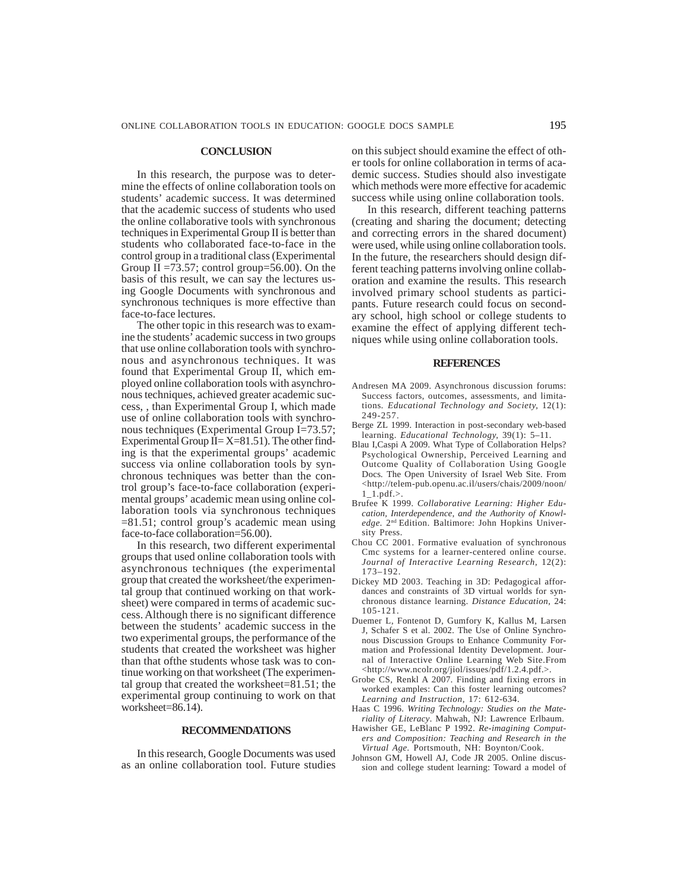## CONCLUSION

In this research, the purpose was to determine the effects of online collaboration tools on students' academic success. It was determined that the academic success of students who used the online collaborative tools with synchronous techniques in Experimental Group II is better than students who collaborated face-to-face in the control group in a traditional class (Experimental Group II =73.57; control group=56.00). On the basis of this result, we can say the lectures using Google Documents with synchronous and synchronous techniques is more effective than face-to-face lectures.

The other topic in this research was to examine the students' academic success in two groups that use online collaboration tools with synchronous and asynchronous techniques. It was found that Experimental Group II, which employed online collaboration tools with asynchronous techniques, achieved greater academic success, , than Experimental Group I, which made use of online collaboration tools with synchronous techniques (Experimental Group I=73.57; Experimental Group II= X=81.51). The other finding is that the experimental groups' academic success via online collaboration tools by synchronous techniques was better than the control group's face-to-face collaboration (experimental groups' academic mean using online collaboration tools via synchronous techniques =81.51; control group's academic mean using face-to-face collaboration=56.00).

In this research, two different experimental groups that used online collaboration tools with asynchronous techniques (the experimental group that created the worksheet/the experimental group that continued working on that worksheet) were compared in terms of academic success. Although there is no significant difference between the students' academic success in the two experimental groups, the performance of the students that created the worksheet was higher than that ofthe students whose task was to continue working on that worksheet (The experimental group that created the worksheet=81.51; the experimental group continuing to work on that worksheet=86.14).

## RECOMMENDATIONS

In this research, Google Documents was used as an online collaboration tool. Future studies on this subject should examine the effect of other tools for online collaboration in terms of academic success. Studies should also investigate which methods were more effective for academic success while using online collaboration tools.

In this research, different teaching patterns (creating and sharing the document; detecting and correcting errors in the shared document) were used, while using online collaboration tools. In the future, the researchers should design different teaching patterns involving online collaboration and examine the results. This research involved primary school students as participants. Future research could focus on secondary school, high school or college students to examine the effect of applying different techniques while using online collaboration tools.

## REFERENCES

Andresen MA 2009. Asynchronous discussion forums: Success factors, outcomes, assessments, and limitations. *Educational Technology and Society*, 12(1): 249-257.

Berge ZL 1999. Interaction in post-secondary web-based learning. *Educational Technology*, 39(1): 5–11.

Blau I,Caspi A 2009. What Type of Collaboration Helps? Psychological Ownership, Perceived Learning and Outcome Quality of Collaboration Using Google Docs. The Open University of Israel Web Site. From <http://telem-pub.openu.ac.il/users/chais/2009/noon/1_1.pdf.>.

Brufee K 1999. *Collaborative Learning: Higher Education, Interdependence, and the Authority of Knowledge.* 2nd Edition. Baltimore: John Hopkins University Press.

Chou CC 2001. Formative evaluation of synchronous Cmc systems for a learner-centered online course. *Journal of Interactive Learning Research*, 12(2): 173–192.

Dickey MD 2003. Teaching in 3D: Pedagogical affordances and constraints of 3D virtual worlds for synchronous distance learning. *Distance Education*, 24: 105-121.

Duemer L, Fontenot D, Gumfory K, Kallus M, Larsen J, Schafer S et al. 2002. The Use of Online Synchronous Discussion Groups to Enhance Community Formation and Professional Identity Development. Journal of Interactive Online Learning Web Site.From <http://www.ncolr.org/jiol/issues/pdf/1.2.4.pdf.>.

Grobe CS, Renkl A 2007. Finding and fixing errors in worked examples: Can this foster learning outcomes? *Learning and Instruction*, 17: 612-634.

Haas C 1996. *Writing Technology: Studies on the Materiality of Literacy*. Mahwah, NJ: Lawrence Erlbaum.

Hawisher GE, LeBlanc P 1992. *Re-imagining Computers and Composition: Teaching and Research in the Virtual Age.* Portsmouth, NH: Boynton/Cook.

Johnson GM, Howell AJ, Code JR 2005. Online discussion and college student learning: Toward a model of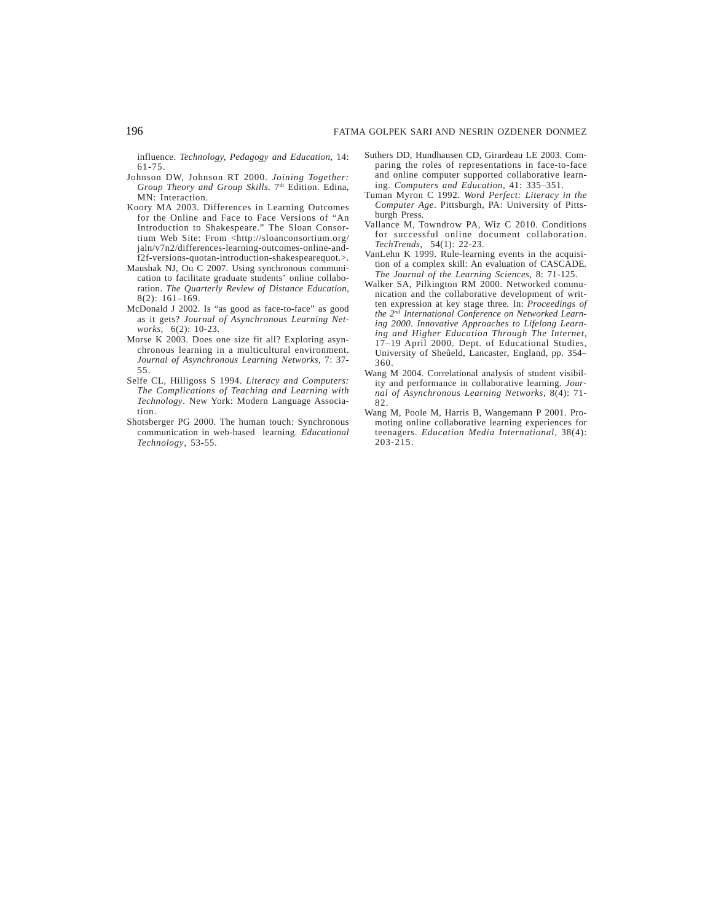influence. *Technology, Pedagogy and Education,* 14: 61-75.

Johnson DW, Johnson RT 2000. *Joining Together: Group Theory and Group Skills.* 7th Edition. Edina, MN: Interaction.

Koory MA 2003. Differences in Learning Outcomes for the Online and Face to Face Versions of "An Introduction to Shakespeare." The Sloan Consortium Web Site: From <http://sloanconsortium.org/jaln/v7n2/differences-learning-outcomes-online-and-f2f-versions-quotan-introduction-shakespearequot.>.

Maushak NJ, Ou C 2007. Using synchronous communication to facilitate graduate students' online collaboration. *The Quarterly Review of Distance Education,* 8(2): 161–169.

McDonald J 2002. Is "as good as face-to-face" as good as it gets? *Journal of Asynchronous Learning Networks,* 6(2): 10-23.

Morse K 2003. Does one size fit all? Exploring asynchronous learning in a multicultural environment. *Journal of Asynchronous Learning Networks,* 7: 37-55.

Selfe CL, Hilligoss S 1994. *Literacy and Computers: The Complications of Teaching and Learning with Technology*. New York: Modern Language Association.

Shotsberger PG 2000. The human touch: Synchronous communication in web-based learning. *Educational Technology*, 53-55.

Suthers DD, Hundhausen CD, Girardeau LE 2003. Comparing the roles of representations in face-to-face and online computer supported collaborative learning. *Computers and Education,* 41: 335–351.

Tuman Myron C 1992. *Word Perfect: Literacy in the Computer Age*. Pittsburgh, PA: University of Pittsburgh Press.

Vallance M, Towndrow PA, Wiz C 2010. Conditions for successful online document collaboration. *TechTrends,* 54(1): 22-23.

VanLehn K 1999. Rule-learning events in the acquisition of a complex skill: An evaluation of CASCADE. *The Journal of the Learning Sciences,* 8: 71-125.

Walker SA, Pilkington RM 2000. Networked communication and the collaborative development of written expression at key stage three. In: *Proceedings of the 2nd International Conference on Networked Learning 2000. Innovative Approaches to Lifelong Learning and Higher Education Through The Internet*, 17–19 April 2000. Dept. of Educational Studies, University of Sheûeld, Lancaster, England, pp. 354–360.

Wang M 2004. Correlational analysis of student visibility and performance in collaborative learning. *Journal of Asynchronous Learning Networks*, 8(4): 71-82.

Wang M, Poole M, Harris B, Wangemann P 2001. Promoting online collaborative learning experiences for teenagers. *Education Media International,* 38(4): 203-215.